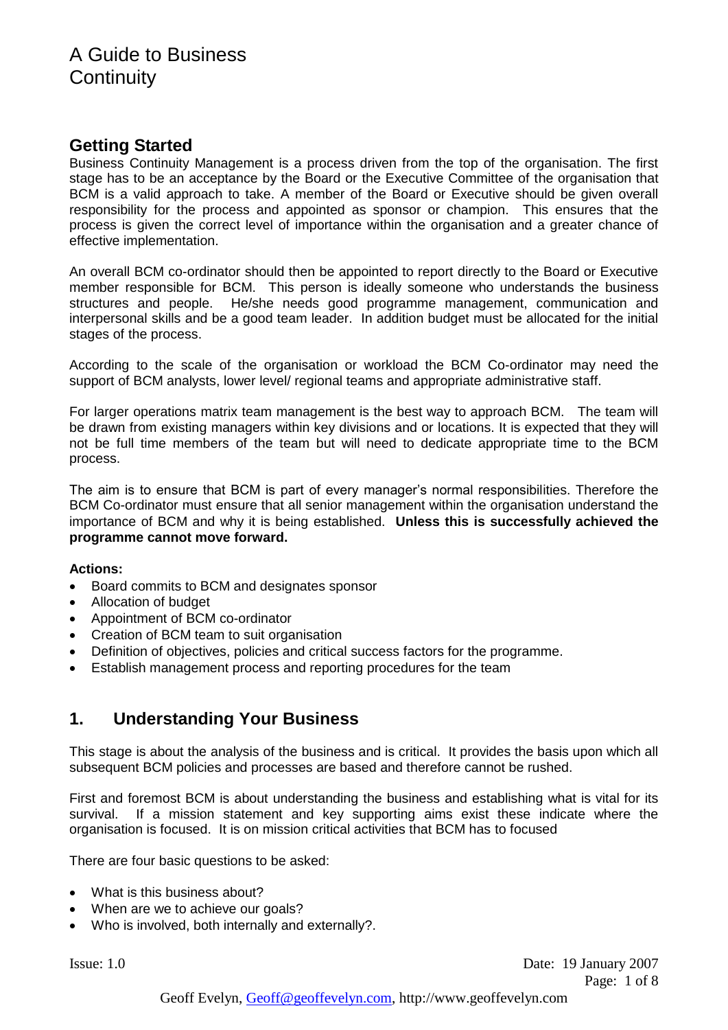# A Guide to Business Continuity

## Getting Started

Business Continuity Management is a process driven from the top of the organisation. The first stage has to be an acceptance by the Board or the Executive Committee of the organisation that BCM is a valid approach to take. A member of the Board or Executive should be given overall responsibility for the process and appointed as sponsor or champion. This ensures that the process is given the correct level of importance within the organisation and a greater chance of effective implementation.

An overall BCM co-ordinator should then be appointed to report directly to the Board or Executive member responsible for BCM. This person is ideally someone who understands the business structures and people. He/she needs good programme management, communication and interpersonal skills and be a good team leader. In addition budget must be allocated for the initial stages of the process.

According to the scale of the organisation or workload the BCM Co-ordinator may need the support of BCM analysts, lower level/ regional teams and appropriate administrative staff.

For larger operations matrix team management is the best way to approach BCM. The team will be drawn from existing managers within key divisions and or locations. It is expected that they will not be full time members of the team but will need to dedicate appropriate time to the BCM process.

The aim is to ensure that BCM is part of every manager's normal responsibilities. Therefore the BCM Co-ordinator must ensure that all senior management within the organisation understand the importance of BCM and why it is being established. **Unless this is successfully achieved the programme cannot move forward.**

**Actions:**

- Board commits to BCM and designates sponsor
- Allocation of budget
- Appointment of BCM co-ordinator
- Creation of BCM team to suit organisation
- Definition of objectives, policies and critical success factors for the programme.
- Establish management process and reporting procedures for the team

## 1. Understanding Your Business

This stage is about the analysis of the business and is critical. It provides the basis upon which all subsequent BCM policies and processes are based and therefore cannot be rushed.

First and foremost BCM is about understanding the business and establishing what is vital for its survival. If a mission statement and key supporting aims exist these indicate where the organisation is focused. It is on mission critical activities that BCM has to focused

There are four basic questions to be asked:

- What is this business about?
- When are we to achieve our goals?
- Who is involved, both internally and externally?.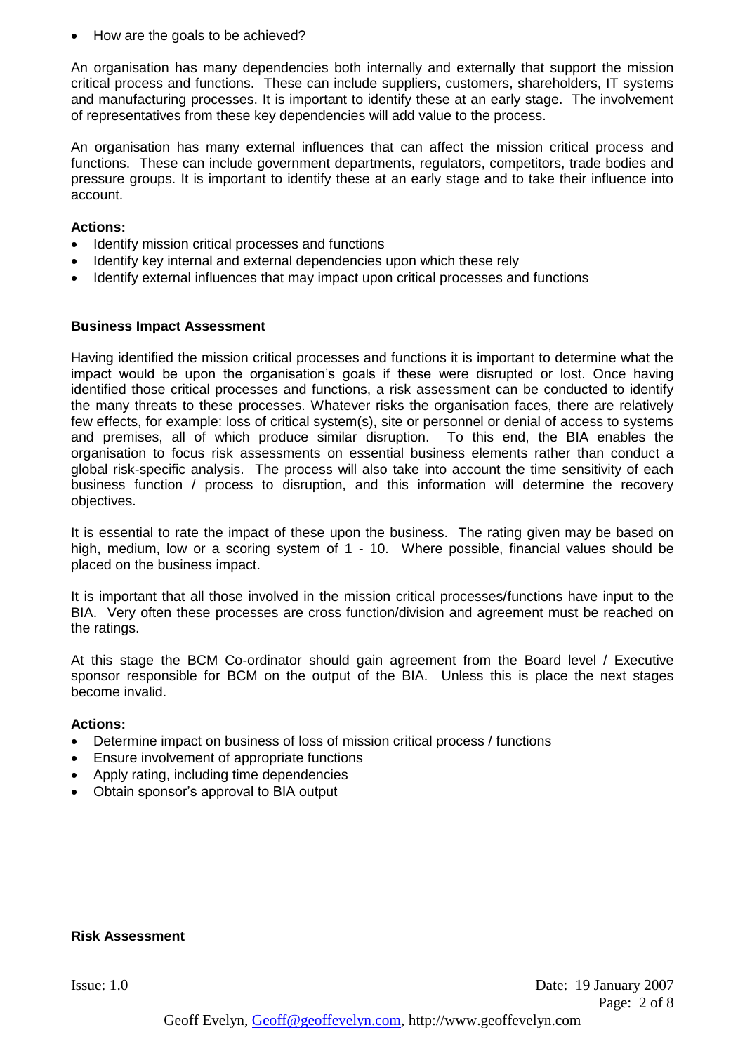- How are the goals to be achieved?

An organisation has many dependencies both internally and externally that support the mission critical process and functions. These can include suppliers, customers, shareholders, IT systems and manufacturing processes. It is important to identify these at an early stage. The involvement of representatives from these key dependencies will add value to the process.

An organisation has many external influences that can affect the mission critical process and functions. These can include government departments, regulators, competitors, trade bodies and pressure groups. It is important to identify these at an early stage and to take their influence into account.

**Actions:**

- Identify mission critical processes and functions
- Identify key internal and external dependencies upon which these rely
- Identify external influences that may impact upon critical processes and functions

**Business Impact Assessment**

Having identified the mission critical processes and functions it is important to determine what the impact would be upon the organisation's goals if these were disrupted or lost. Once having identified those critical processes and functions, a risk assessment can be conducted to identify the many threats to these processes. Whatever risks the organisation faces, there are relatively few effects, for example: loss of critical system(s), site or personnel or denial of access to systems and premises, all of which produce similar disruption. To this end, the BIA enables the organisation to focus risk assessments on essential business elements rather than conduct a global risk-specific analysis. The process will also take into account the time sensitivity of each business function / process to disruption, and this information will determine the recovery objectives.

It is essential to rate the impact of these upon the business. The rating given may be based on high, medium, low or a scoring system of 1 - 10. Where possible, financial values should be placed on the business impact.

It is important that all those involved in the mission critical processes/functions have input to the BIA. Very often these processes are cross function/division and agreement must be reached on the ratings.

At this stage the BCM Co-ordinator should gain agreement from the Board level / Executive sponsor responsible for BCM on the output of the BIA. Unless this is place the next stages become invalid.

**Actions:**

- Determine impact on business of loss of mission critical process / functions
- Ensure involvement of appropriate functions
- Apply rating, including time dependencies
- Obtain sponsor's approval to BIA output

**Risk Assessment**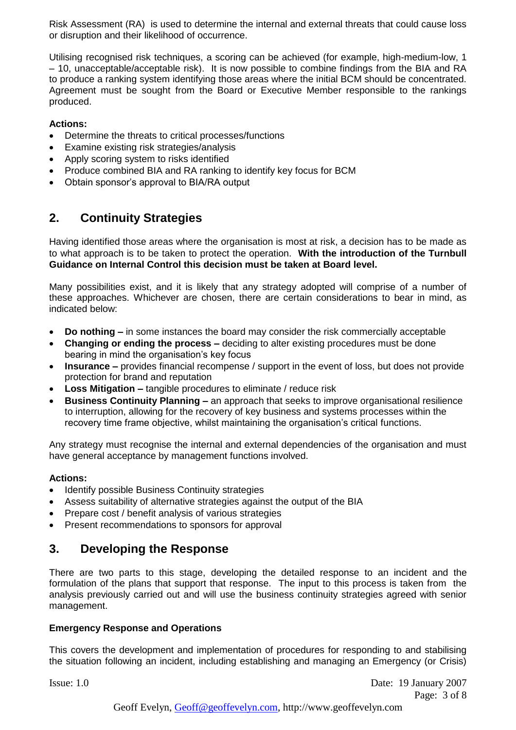Risk Assessment (RA) is used to determine the internal and external threats that could cause loss or disruption and their likelihood of occurrence.

Utilising recognised risk techniques, a scoring can be achieved (for example, high-medium-low, 1 – 10, unacceptable/acceptable risk). It is now possible to combine findings from the BIA and RA to produce a ranking system identifying those areas where the initial BCM should be concentrated. Agreement must be sought from the Board or Executive Member responsible to the rankings produced.

**Actions:**

- Determine the threats to critical processes/functions
- Examine existing risk strategies/analysis
- Apply scoring system to risks identified
- Produce combined BIA and RA ranking to identify key focus for BCM
- Obtain sponsor's approval to BIA/RA output

## 2. Continuity Strategies

Having identified those areas where the organisation is most at risk, a decision has to be made as to what approach is to be taken to protect the operation. **With the introduction of the Turnbull Guidance on Internal Control this decision must be taken at Board level.**

Many possibilities exist, and it is likely that any strategy adopted will comprise of a number of these approaches. Whichever are chosen, there are certain considerations to bear in mind, as indicated below:

- **Do nothing –** in some instances the board may consider the risk commercially acceptable
- **Changing or ending the process –** deciding to alter existing procedures must be done bearing in mind the organisation's key focus
- **Insurance –** provides financial recompense / support in the event of loss, but does not provide protection for brand and reputation
- **Loss Mitigation –** tangible procedures to eliminate / reduce risk
- **Business Continuity Planning –** an approach that seeks to improve organisational resilience to interruption, allowing for the recovery of key business and systems processes within the recovery time frame objective, whilst maintaining the organisation's critical functions.

Any strategy must recognise the internal and external dependencies of the organisation and must have general acceptance by management functions involved.

**Actions:**

- Identify possible Business Continuity strategies
- Assess suitability of alternative strategies against the output of the BIA
- Prepare cost / benefit analysis of various strategies
- Present recommendations to sponsors for approval

## 3. Developing the Response

There are two parts to this stage, developing the detailed response to an incident and the formulation of the plans that support that response. The input to this process is taken from the analysis previously carried out and will use the business continuity strategies agreed with senior management.

**Emergency Response and Operations**

This covers the development and implementation of procedures for responding to and stabilising the situation following an incident, including establishing and managing an Emergency (or Crisis)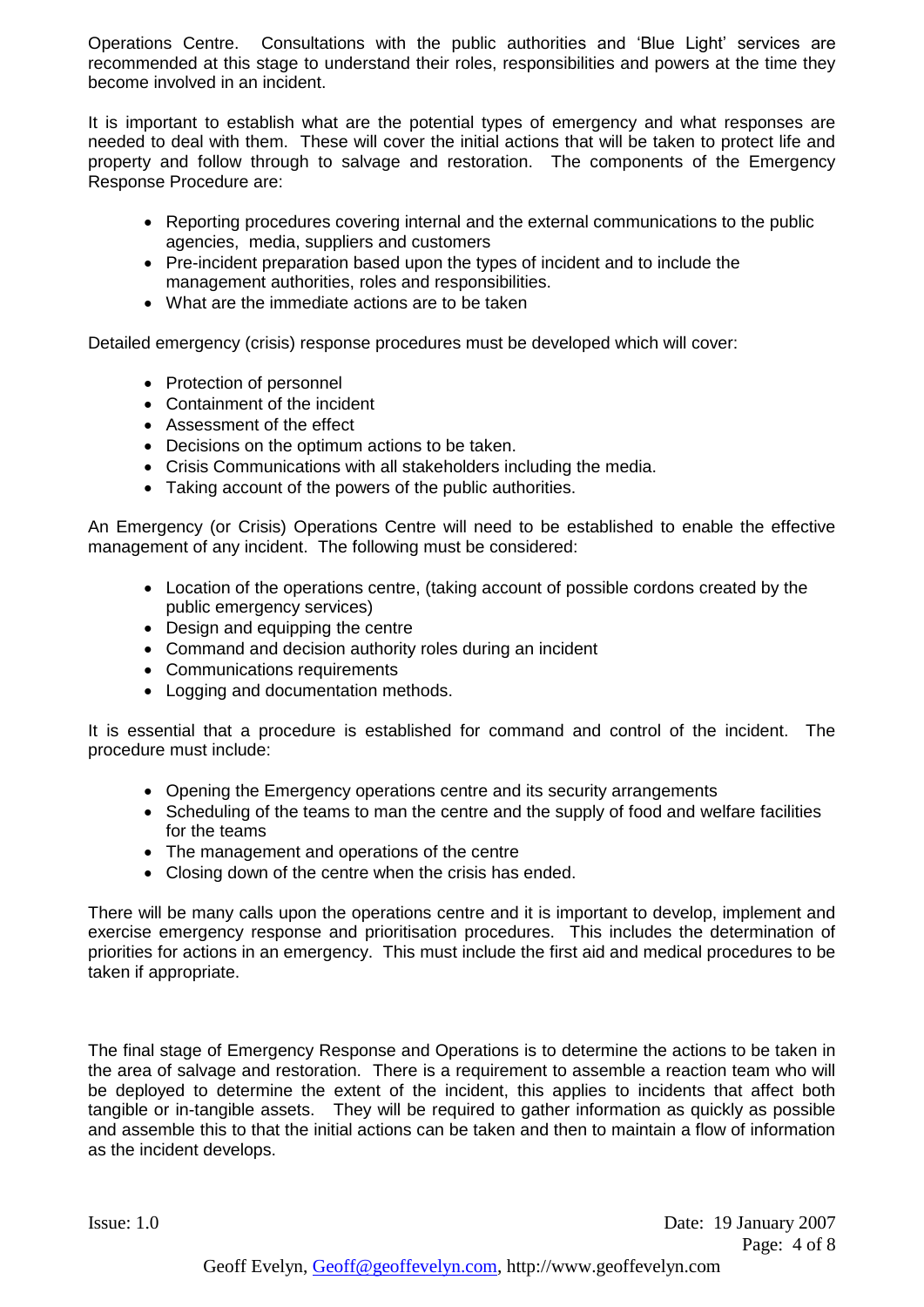Operations Centre. Consultations with the public authorities and 'Blue Light' services are recommended at this stage to understand their roles, responsibilities and powers at the time they become involved in an incident.

It is important to establish what are the potential types of emergency and what responses are needed to deal with them. These will cover the initial actions that will be taken to protect life and property and follow through to salvage and restoration. The components of the Emergency Response Procedure are:

- Reporting procedures covering internal and the external communications to the public agencies, media, suppliers and customers
- Pre-incident preparation based upon the types of incident and to include the management authorities, roles and responsibilities.
- What are the immediate actions are to be taken

Detailed emergency (crisis) response procedures must be developed which will cover:

- Protection of personnel
- Containment of the incident
- Assessment of the effect
- Decisions on the optimum actions to be taken.
- Crisis Communications with all stakeholders including the media.
- Taking account of the powers of the public authorities.

An Emergency (or Crisis) Operations Centre will need to be established to enable the effective management of any incident. The following must be considered:

- Location of the operations centre, (taking account of possible cordons created by the public emergency services)
- Design and equipping the centre
- Command and decision authority roles during an incident
- Communications requirements
- Logging and documentation methods.

It is essential that a procedure is established for command and control of the incident. The procedure must include:

- Opening the Emergency operations centre and its security arrangements
- Scheduling of the teams to man the centre and the supply of food and welfare facilities for the teams
- The management and operations of the centre
- Closing down of the centre when the crisis has ended.

There will be many calls upon the operations centre and it is important to develop, implement and exercise emergency response and prioritisation procedures. This includes the determination of priorities for actions in an emergency. This must include the first aid and medical procedures to be taken if appropriate.

The final stage of Emergency Response and Operations is to determine the actions to be taken in the area of salvage and restoration. There is a requirement to assemble a reaction team who will be deployed to determine the extent of the incident, this applies to incidents that affect both tangible or in-tangible assets. They will be required to gather information as quickly as possible and assemble this to that the initial actions can be taken and then to maintain a flow of information as the incident develops.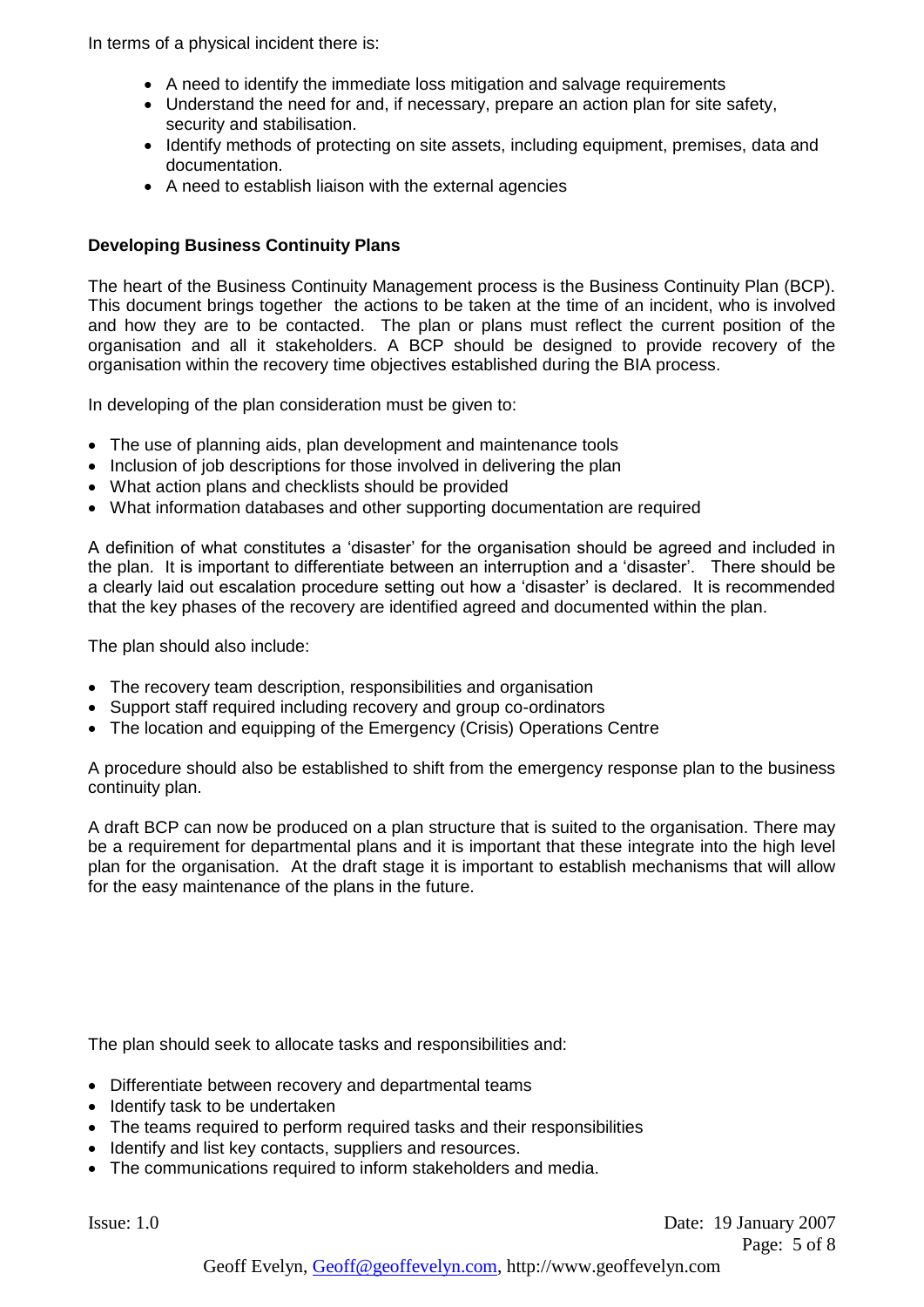In terms of a physical incident there is:

- A need to identify the immediate loss mitigation and salvage requirements
- Understand the need for and, if necessary, prepare an action plan for site safety, security and stabilisation.
- Identify methods of protecting on site assets, including equipment, premises, data and documentation.
- A need to establish liaison with the external agencies

**Developing Business Continuity Plans**

The heart of the Business Continuity Management process is the Business Continuity Plan (BCP). This document brings together the actions to be taken at the time of an incident, who is involved and how they are to be contacted. The plan or plans must reflect the current position of the organisation and all it stakeholders. A BCP should be designed to provide recovery of the organisation within the recovery time objectives established during the BIA process.

In developing of the plan consideration must be given to:

- The use of planning aids, plan development and maintenance tools
- Inclusion of job descriptions for those involved in delivering the plan
- What action plans and checklists should be provided
- What information databases and other supporting documentation are required

A definition of what constitutes a 'disaster' for the organisation should be agreed and included in the plan. It is important to differentiate between an interruption and a 'disaster'. There should be a clearly laid out escalation procedure setting out how a 'disaster' is declared. It is recommended that the key phases of the recovery are identified agreed and documented within the plan.

The plan should also include:

- The recovery team description, responsibilities and organisation
- Support staff required including recovery and group co-ordinators
- The location and equipping of the Emergency (Crisis) Operations Centre

A procedure should also be established to shift from the emergency response plan to the business continuity plan.

A draft BCP can now be produced on a plan structure that is suited to the organisation. There may be a requirement for departmental plans and it is important that these integrate into the high level plan for the organisation. At the draft stage it is important to establish mechanisms that will allow for the easy maintenance of the plans in the future.

The plan should seek to allocate tasks and responsibilities and:

- Differentiate between recovery and departmental teams
- Identify task to be undertaken
- The teams required to perform required tasks and their responsibilities
- Identify and list key contacts, suppliers and resources.
- The communications required to inform stakeholders and media.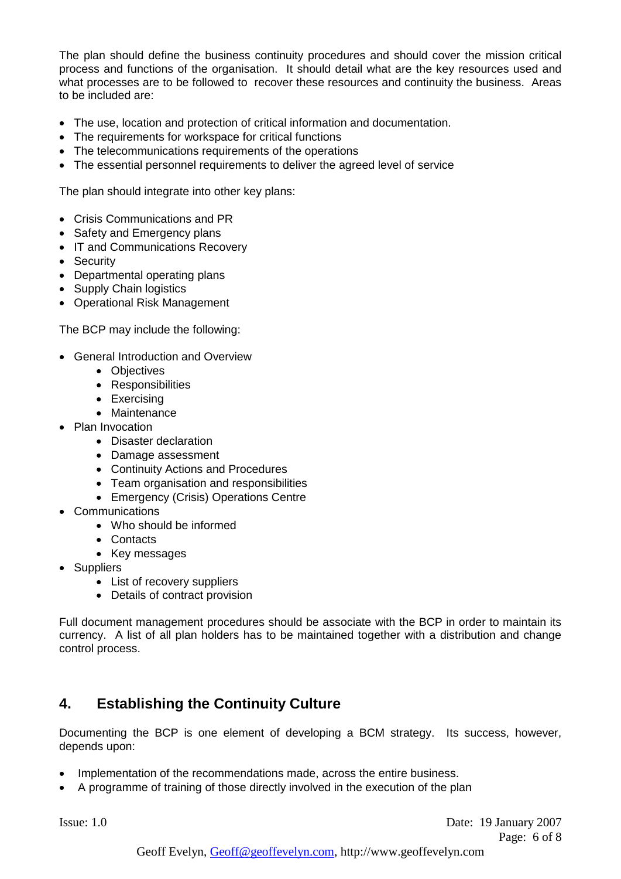The plan should define the business continuity procedures and should cover the mission critical process and functions of the organisation. It should detail what are the key resources used and what processes are to be followed to recover these resources and continuity the business. Areas to be included are:

- The use, location and protection of critical information and documentation.
- The requirements for workspace for critical functions
- The telecommunications requirements of the operations
- The essential personnel requirements to deliver the agreed level of service

The plan should integrate into other key plans:

- Crisis Communications and PR
- Safety and Emergency plans
- IT and Communications Recovery
- Security
- Departmental operating plans
- Supply Chain logistics
- Operational Risk Management

The BCP may include the following:

- General Introduction and Overview
    - Objectives
    - Responsibilities
    - Exercising
    - Maintenance
- Plan Invocation
    - Disaster declaration
    - Damage assessment
    - Continuity Actions and Procedures
    - Team organisation and responsibilities
    - Emergency (Crisis) Operations Centre
- Communications
    - Who should be informed
    - Contacts
    - Key messages
- Suppliers
    - List of recovery suppliers
    - Details of contract provision

Full document management procedures should be associate with the BCP in order to maintain its currency. A list of all plan holders has to be maintained together with a distribution and change control process.

## 4. Establishing the Continuity Culture

Documenting the BCP is one element of developing a BCM strategy. Its success, however, depends upon:

- Implementation of the recommendations made, across the entire business.
- A programme of training of those directly involved in the execution of the plan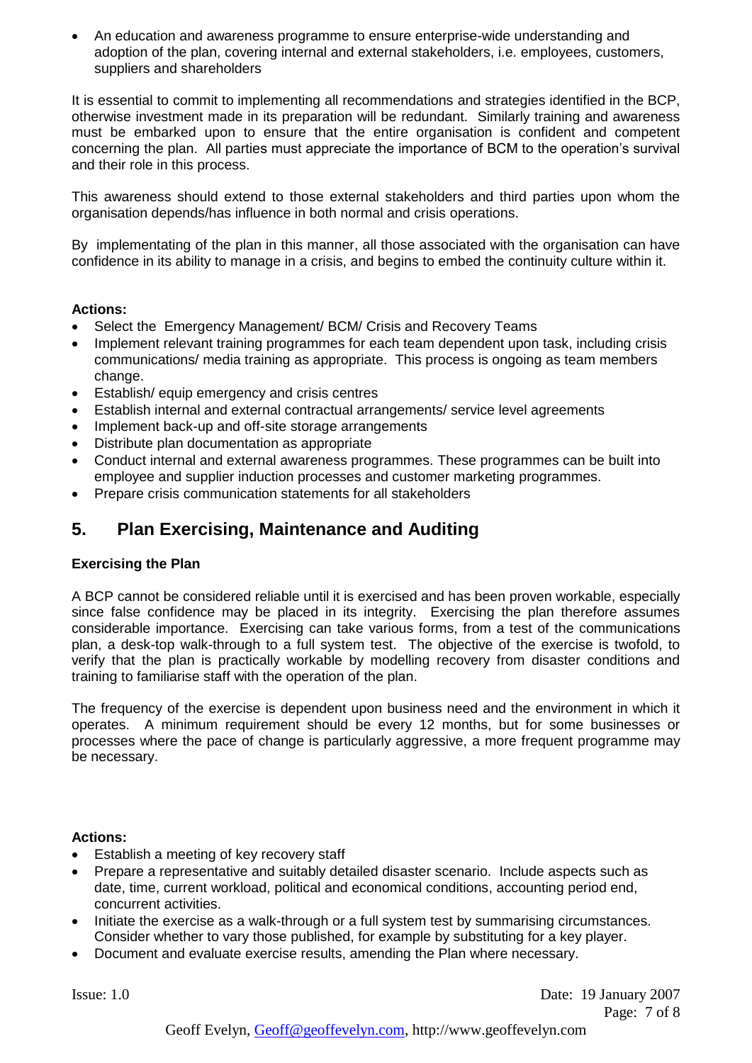- An education and awareness programme to ensure enterprise-wide understanding and adoption of the plan, covering internal and external stakeholders, i.e. employees, customers, suppliers and shareholders

It is essential to commit to implementing all recommendations and strategies identified in the BCP, otherwise investment made in its preparation will be redundant. Similarly training and awareness must be embarked upon to ensure that the entire organisation is confident and competent concerning the plan. All parties must appreciate the importance of BCM to the operation's survival and their role in this process.

This awareness should extend to those external stakeholders and third parties upon whom the organisation depends/has influence in both normal and crisis operations.

By implementating of the plan in this manner, all those associated with the organisation can have confidence in its ability to manage in a crisis, and begins to embed the continuity culture within it.

**Actions:**

- Select the Emergency Management/ BCM/ Crisis and Recovery Teams
- Implement relevant training programmes for each team dependent upon task, including crisis communications/ media training as appropriate. This process is ongoing as team members change.
- Establish/ equip emergency and crisis centres
- Establish internal and external contractual arrangements/ service level agreements
- Implement back-up and off-site storage arrangements
- Distribute plan documentation as appropriate
- Conduct internal and external awareness programmes. These programmes can be built into employee and supplier induction processes and customer marketing programmes.
- Prepare crisis communication statements for all stakeholders

## 5. Plan Exercising, Maintenance and Auditing

**Exercising the Plan**

A BCP cannot be considered reliable until it is exercised and has been proven workable, especially since false confidence may be placed in its integrity. Exercising the plan therefore assumes considerable importance. Exercising can take various forms, from a test of the communications plan, a desk-top walk-through to a full system test. The objective of the exercise is twofold, to verify that the plan is practically workable by modelling recovery from disaster conditions and training to familiarise staff with the operation of the plan.

The frequency of the exercise is dependent upon business need and the environment in which it operates. A minimum requirement should be every 12 months, but for some businesses or processes where the pace of change is particularly aggressive, a more frequent programme may be necessary.

**Actions:**

- Establish a meeting of key recovery staff
- Prepare a representative and suitably detailed disaster scenario. Include aspects such as date, time, current workload, political and economical conditions, accounting period end, concurrent activities.
- Initiate the exercise as a walk-through or a full system test by summarising circumstances. Consider whether to vary those published, for example by substituting for a key player.
- Document and evaluate exercise results, amending the Plan where necessary.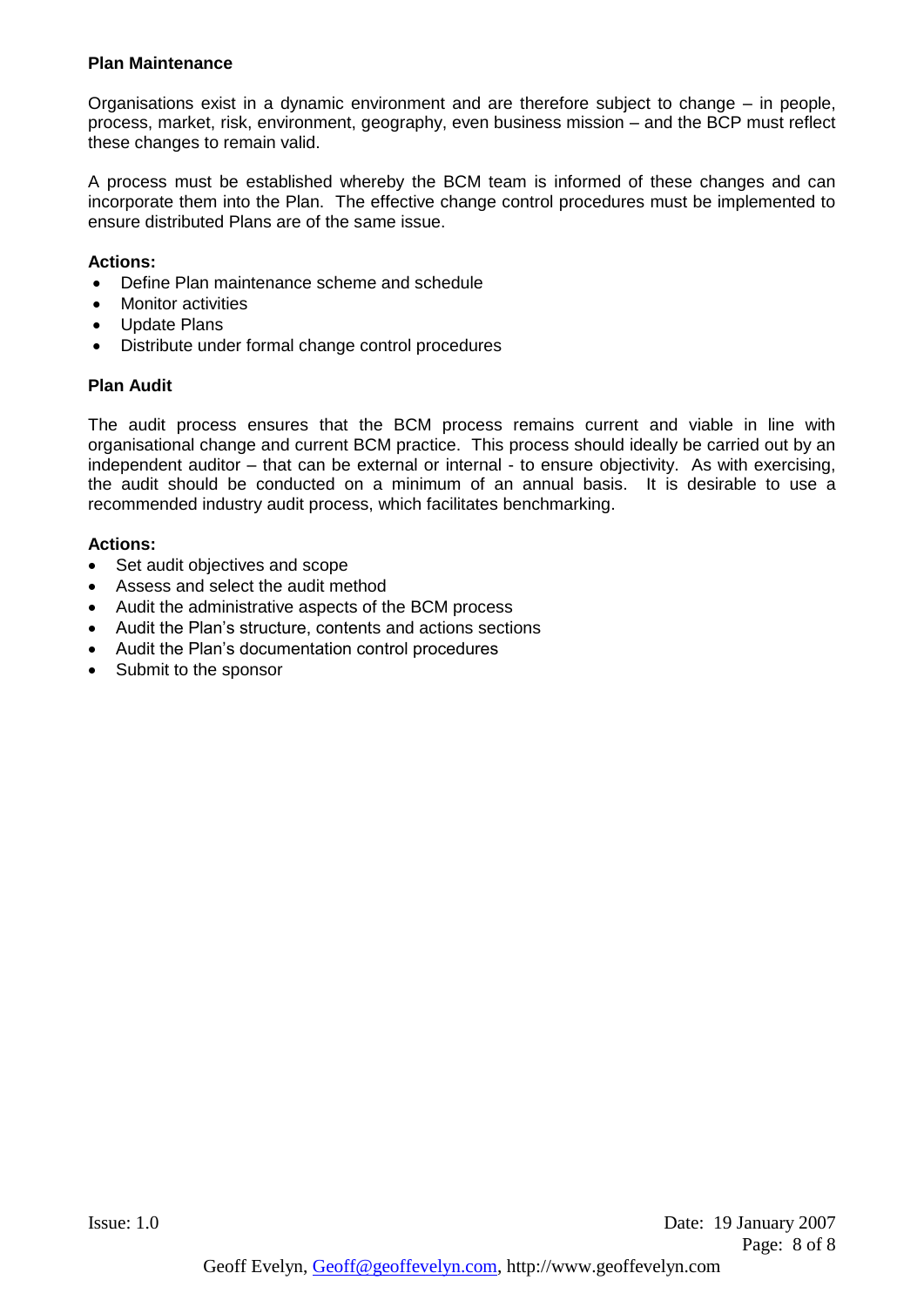**Plan Maintenance**

Organisations exist in a dynamic environment and are therefore subject to change – in people, process, market, risk, environment, geography, even business mission – and the BCP must reflect these changes to remain valid.

A process must be established whereby the BCM team is informed of these changes and can incorporate them into the Plan. The effective change control procedures must be implemented to ensure distributed Plans are of the same issue.

**Actions:**

- Define Plan maintenance scheme and schedule
- Monitor activities
- Update Plans
- Distribute under formal change control procedures

**Plan Audit**

The audit process ensures that the BCM process remains current and viable in line with organisational change and current BCM practice. This process should ideally be carried out by an independent auditor – that can be external or internal - to ensure objectivity. As with exercising, the audit should be conducted on a minimum of an annual basis. It is desirable to use a recommended industry audit process, which facilitates benchmarking.

**Actions:**

- Set audit objectives and scope
- Assess and select the audit method
- Audit the administrative aspects of the BCM process
- Audit the Plan's structure, contents and actions sections
- Audit the Plan's documentation control procedures
- Submit to the sponsor